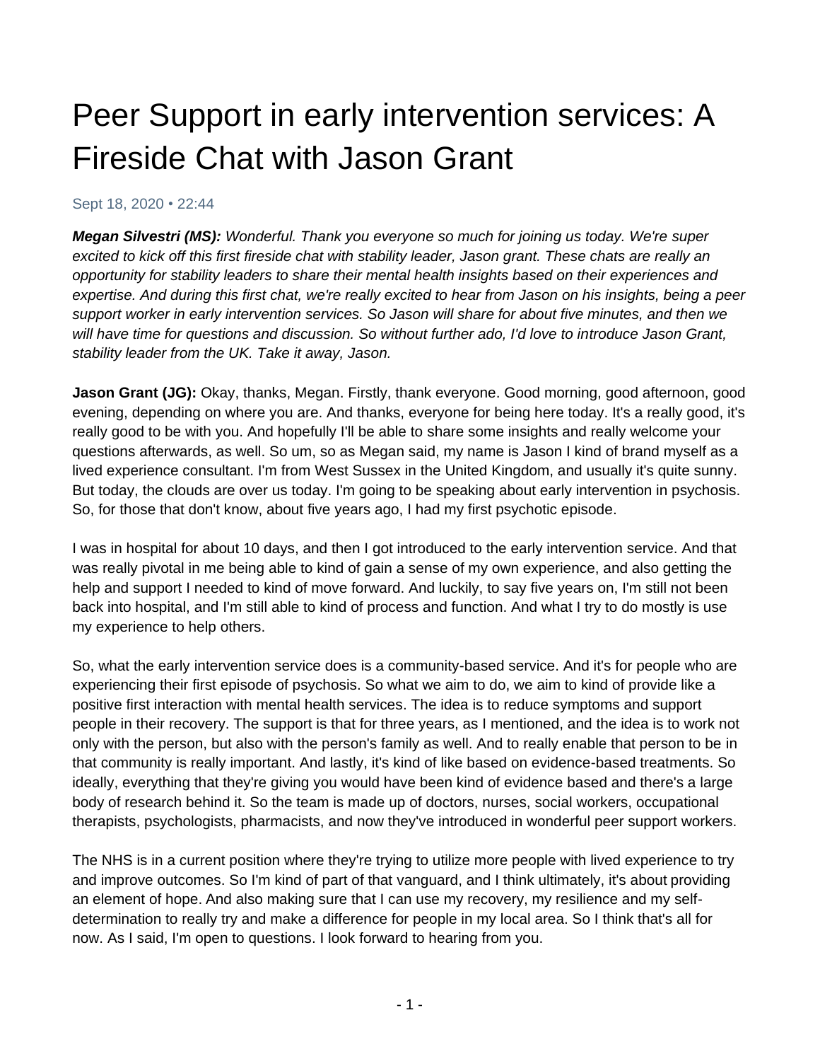# Peer Support in early intervention services: A Fireside Chat with Jason Grant

Sept 18, 2020 • 22:44

***Megan Silvestri (MS):*** *Wonderful. Thank you everyone so much for joining us today. We're super excited to kick off this first fireside chat with stability leader, Jason grant. These chats are really an opportunity for stability leaders to share their mental health insights based on their experiences and expertise. And during this first chat, we're really excited to hear from Jason on his insights, being a peer support worker in early intervention services. So Jason will share for about five minutes, and then we will have time for questions and discussion. So without further ado, I'd love to introduce Jason Grant, stability leader from the UK. Take it away, Jason.*

**Jason Grant (JG):** Okay, thanks, Megan. Firstly, thank everyone. Good morning, good afternoon, good evening, depending on where you are. And thanks, everyone for being here today. It's a really good, it's really good to be with you. And hopefully I'll be able to share some insights and really welcome your questions afterwards, as well. So um, so as Megan said, my name is Jason I kind of brand myself as a lived experience consultant. I'm from West Sussex in the United Kingdom, and usually it's quite sunny. But today, the clouds are over us today. I'm going to be speaking about early intervention in psychosis. So, for those that don't know, about five years ago, I had my first psychotic episode.

I was in hospital for about 10 days, and then I got introduced to the early intervention service. And that was really pivotal in me being able to kind of gain a sense of my own experience, and also getting the help and support I needed to kind of move forward. And luckily, to say five years on, I'm still not been back into hospital, and I'm still able to kind of process and function. And what I try to do mostly is use my experience to help others.

So, what the early intervention service does is a community-based service. And it's for people who are experiencing their first episode of psychosis. So what we aim to do, we aim to kind of provide like a positive first interaction with mental health services. The idea is to reduce symptoms and support people in their recovery. The support is that for three years, as I mentioned, and the idea is to work not only with the person, but also with the person's family as well. And to really enable that person to be in that community is really important. And lastly, it's kind of like based on evidence-based treatments. So ideally, everything that they're giving you would have been kind of evidence based and there's a large body of research behind it. So the team is made up of doctors, nurses, social workers, occupational therapists, psychologists, pharmacists, and now they've introduced in wonderful peer support workers.

The NHS is in a current position where they're trying to utilize more people with lived experience to try and improve outcomes. So I'm kind of part of that vanguard, and I think ultimately, it's about providing an element of hope. And also making sure that I can use my recovery, my resilience and my self-determination to really try and make a difference for people in my local area. So I think that's all for now. As I said, I'm open to questions. I look forward to hearing from you.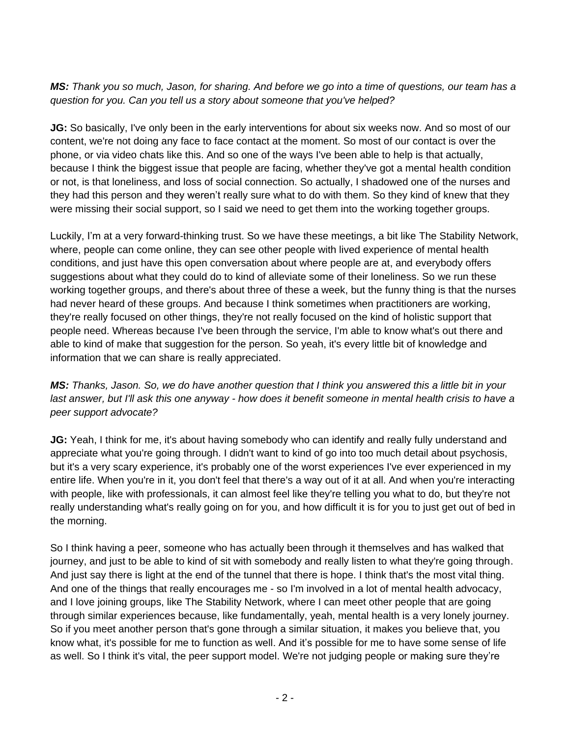***MS:*** *Thank you so much, Jason, for sharing. And before we go into a time of questions, our team has a question for you. Can you tell us a story about someone that you've helped?*

**JG:** So basically, I've only been in the early interventions for about six weeks now. And so most of our content, we're not doing any face to face contact at the moment. So most of our contact is over the phone, or via video chats like this. And so one of the ways I've been able to help is that actually, because I think the biggest issue that people are facing, whether they've got a mental health condition or not, is that loneliness, and loss of social connection. So actually, I shadowed one of the nurses and they had this person and they weren't really sure what to do with them. So they kind of knew that they were missing their social support, so I said we need to get them into the working together groups.

Luckily, I'm at a very forward-thinking trust. So we have these meetings, a bit like The Stability Network, where, people can come online, they can see other people with lived experience of mental health conditions, and just have this open conversation about where people are at, and everybody offers suggestions about what they could do to kind of alleviate some of their loneliness. So we run these working together groups, and there's about three of these a week, but the funny thing is that the nurses had never heard of these groups. And because I think sometimes when practitioners are working, they're really focused on other things, they're not really focused on the kind of holistic support that people need. Whereas because I've been through the service, I'm able to know what's out there and able to kind of make that suggestion for the person. So yeah, it's every little bit of knowledge and information that we can share is really appreciated.

***MS:*** *Thanks, Jason. So, we do have another question that I think you answered this a little bit in your last answer, but I'll ask this one anyway - how does it benefit someone in mental health crisis to have a peer support advocate?*

**JG:** Yeah, I think for me, it's about having somebody who can identify and really fully understand and appreciate what you're going through. I didn't want to kind of go into too much detail about psychosis, but it's a very scary experience, it's probably one of the worst experiences I've ever experienced in my entire life. When you're in it, you don't feel that there's a way out of it at all. And when you're interacting with people, like with professionals, it can almost feel like they're telling you what to do, but they're not really understanding what's really going on for you, and how difficult it is for you to just get out of bed in the morning.

So I think having a peer, someone who has actually been through it themselves and has walked that journey, and just to be able to kind of sit with somebody and really listen to what they're going through. And just say there is light at the end of the tunnel that there is hope. I think that's the most vital thing. And one of the things that really encourages me - so I'm involved in a lot of mental health advocacy, and I love joining groups, like The Stability Network, where I can meet other people that are going through similar experiences because, like fundamentally, yeah, mental health is a very lonely journey. So if you meet another person that's gone through a similar situation, it makes you believe that, you know what, it's possible for me to function as well. And it's possible for me to have some sense of life as well. So I think it's vital, the peer support model. We're not judging people or making sure they're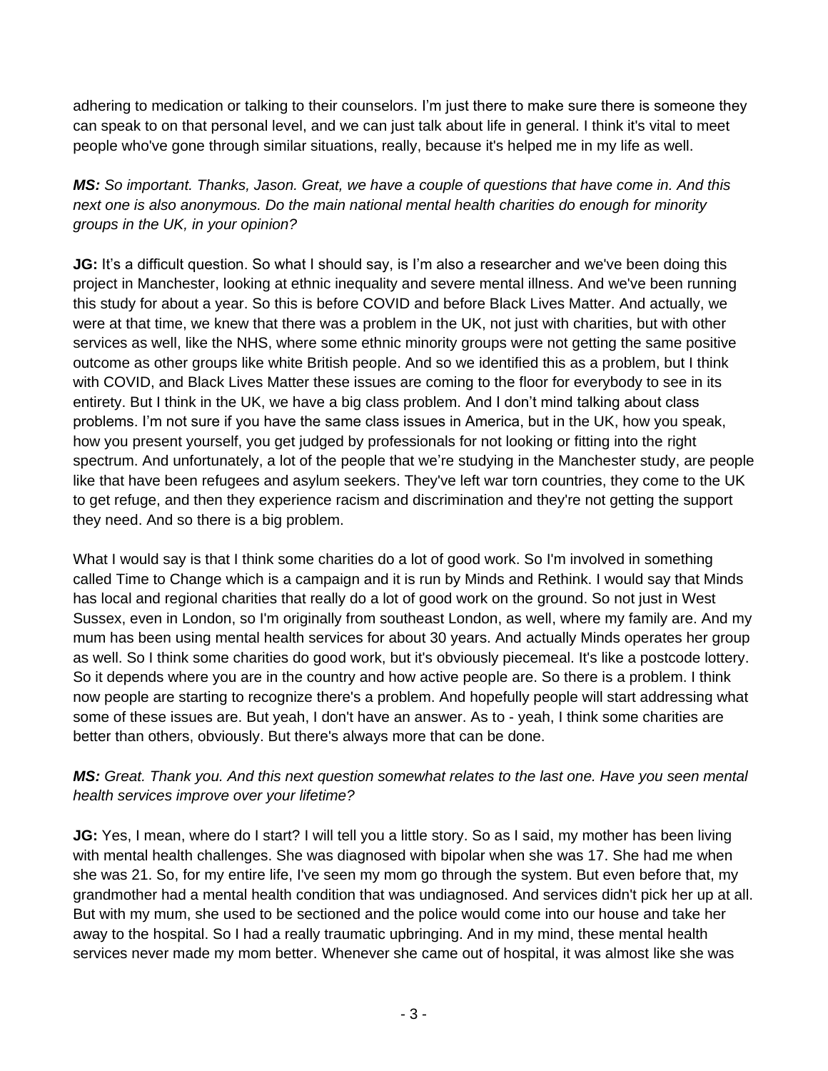adhering to medication or talking to their counselors. I'm just there to make sure there is someone they can speak to on that personal level, and we can just talk about life in general. I think it's vital to meet people who've gone through similar situations, really, because it's helped me in my life as well.

***MS:*** *So important. Thanks, Jason. Great, we have a couple of questions that have come in. And this next one is also anonymous. Do the main national mental health charities do enough for minority groups in the UK, in your opinion?*

**JG:** It's a difficult question. So what I should say, is I'm also a researcher and we've been doing this project in Manchester, looking at ethnic inequality and severe mental illness. And we've been running this study for about a year. So this is before COVID and before Black Lives Matter. And actually, we were at that time, we knew that there was a problem in the UK, not just with charities, but with other services as well, like the NHS, where some ethnic minority groups were not getting the same positive outcome as other groups like white British people. And so we identified this as a problem, but I think with COVID, and Black Lives Matter these issues are coming to the floor for everybody to see in its entirety. But I think in the UK, we have a big class problem. And I don't mind talking about class problems. I'm not sure if you have the same class issues in America, but in the UK, how you speak, how you present yourself, you get judged by professionals for not looking or fitting into the right spectrum. And unfortunately, a lot of the people that we're studying in the Manchester study, are people like that have been refugees and asylum seekers. They've left war torn countries, they come to the UK to get refuge, and then they experience racism and discrimination and they're not getting the support they need. And so there is a big problem.

What I would say is that I think some charities do a lot of good work. So I'm involved in something called Time to Change which is a campaign and it is run by Minds and Rethink. I would say that Minds has local and regional charities that really do a lot of good work on the ground. So not just in West Sussex, even in London, so I'm originally from southeast London, as well, where my family are. And my mum has been using mental health services for about 30 years. And actually Minds operates her group as well. So I think some charities do good work, but it's obviously piecemeal. It's like a postcode lottery. So it depends where you are in the country and how active people are. So there is a problem. I think now people are starting to recognize there's a problem. And hopefully people will start addressing what some of these issues are. But yeah, I don't have an answer. As to - yeah, I think some charities are better than others, obviously. But there's always more that can be done.

***MS:*** *Great. Thank you. And this next question somewhat relates to the last one. Have you seen mental health services improve over your lifetime?*

**JG:** Yes, I mean, where do I start? I will tell you a little story. So as I said, my mother has been living with mental health challenges. She was diagnosed with bipolar when she was 17. She had me when she was 21. So, for my entire life, I've seen my mom go through the system. But even before that, my grandmother had a mental health condition that was undiagnosed. And services didn't pick her up at all. But with my mum, she used to be sectioned and the police would come into our house and take her away to the hospital. So I had a really traumatic upbringing. And in my mind, these mental health services never made my mom better. Whenever she came out of hospital, it was almost like she was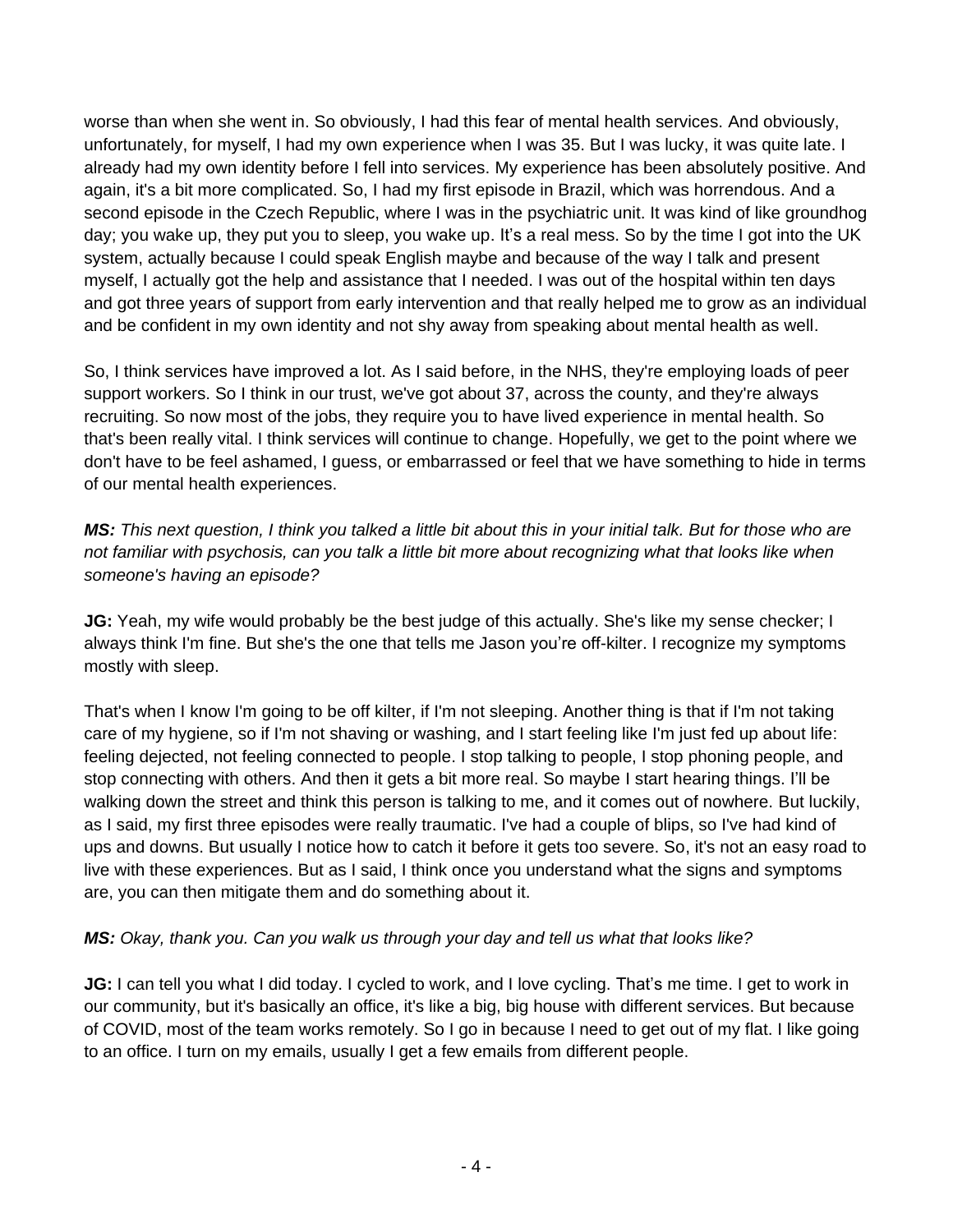worse than when she went in. So obviously, I had this fear of mental health services. And obviously, unfortunately, for myself, I had my own experience when I was 35. But I was lucky, it was quite late. I already had my own identity before I fell into services. My experience has been absolutely positive. And again, it's a bit more complicated. So, I had my first episode in Brazil, which was horrendous. And a second episode in the Czech Republic, where I was in the psychiatric unit. It was kind of like groundhog day; you wake up, they put you to sleep, you wake up. It's a real mess. So by the time I got into the UK system, actually because I could speak English maybe and because of the way I talk and present myself, I actually got the help and assistance that I needed. I was out of the hospital within ten days and got three years of support from early intervention and that really helped me to grow as an individual and be confident in my own identity and not shy away from speaking about mental health as well.

So, I think services have improved a lot. As I said before, in the NHS, they're employing loads of peer support workers. So I think in our trust, we've got about 37, across the county, and they're always recruiting. So now most of the jobs, they require you to have lived experience in mental health. So that's been really vital. I think services will continue to change. Hopefully, we get to the point where we don't have to be feel ashamed, I guess, or embarrassed or feel that we have something to hide in terms of our mental health experiences.

***MS:*** *This next question, I think you talked a little bit about this in your initial talk. But for those who are not familiar with psychosis, can you talk a little bit more about recognizing what that looks like when someone's having an episode?*

**JG:** Yeah, my wife would probably be the best judge of this actually. She's like my sense checker; I always think I'm fine. But she's the one that tells me Jason you're off-kilter. I recognize my symptoms mostly with sleep.

That's when I know I'm going to be off kilter, if I'm not sleeping. Another thing is that if I'm not taking care of my hygiene, so if I'm not shaving or washing, and I start feeling like I'm just fed up about life: feeling dejected, not feeling connected to people. I stop talking to people, I stop phoning people, and stop connecting with others. And then it gets a bit more real. So maybe I start hearing things. I'll be walking down the street and think this person is talking to me, and it comes out of nowhere. But luckily, as I said, my first three episodes were really traumatic. I've had a couple of blips, so I've had kind of ups and downs. But usually I notice how to catch it before it gets too severe. So, it's not an easy road to live with these experiences. But as I said, I think once you understand what the signs and symptoms are, you can then mitigate them and do something about it.

***MS:*** *Okay, thank you. Can you walk us through your day and tell us what that looks like?*

**JG:** I can tell you what I did today. I cycled to work, and I love cycling. That's me time. I get to work in our community, but it's basically an office, it's like a big, big house with different services. But because of COVID, most of the team works remotely. So I go in because I need to get out of my flat. I like going to an office. I turn on my emails, usually I get a few emails from different people.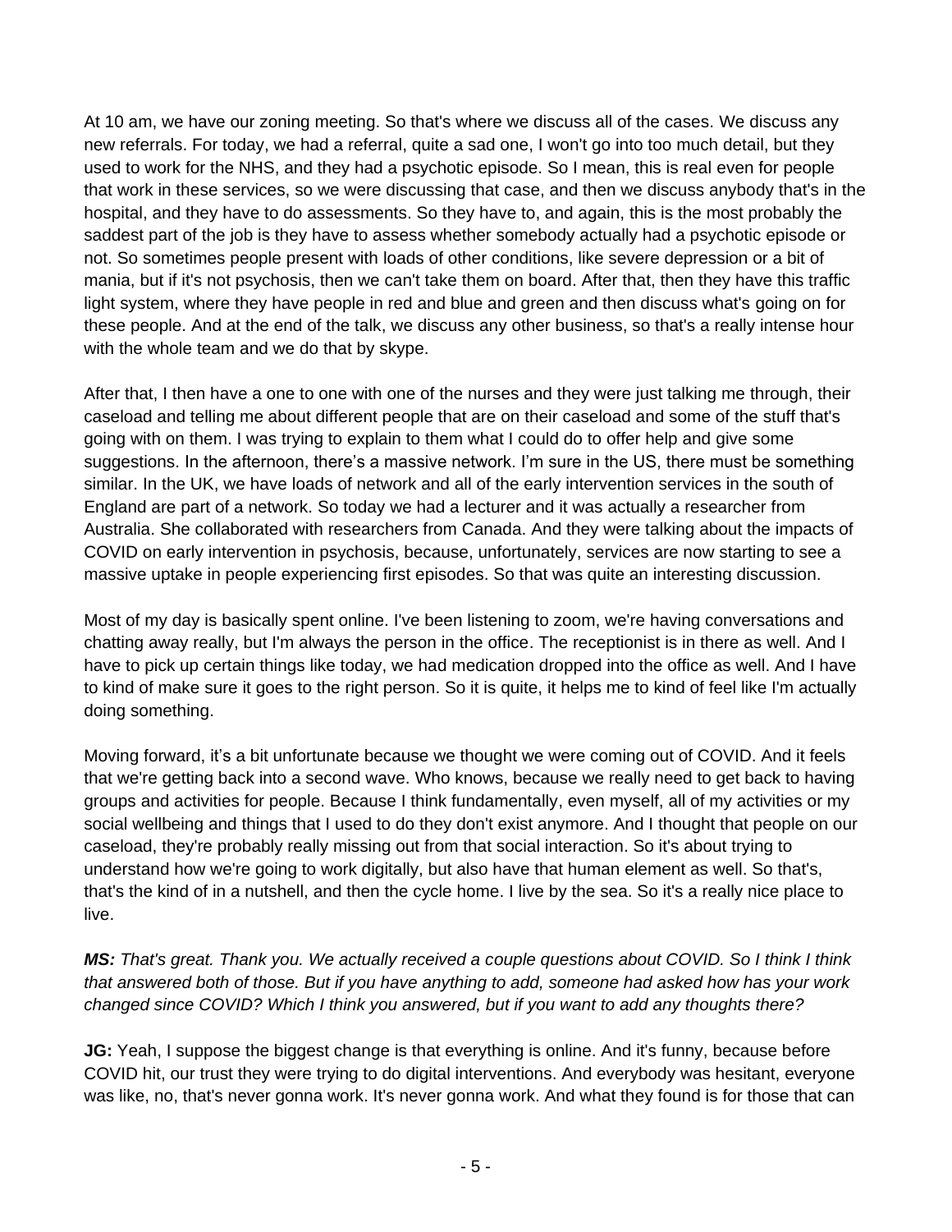At 10 am, we have our zoning meeting. So that's where we discuss all of the cases. We discuss any new referrals. For today, we had a referral, quite a sad one, I won't go into too much detail, but they used to work for the NHS, and they had a psychotic episode. So I mean, this is real even for people that work in these services, so we were discussing that case, and then we discuss anybody that's in the hospital, and they have to do assessments. So they have to, and again, this is the most probably the saddest part of the job is they have to assess whether somebody actually had a psychotic episode or not. So sometimes people present with loads of other conditions, like severe depression or a bit of mania, but if it's not psychosis, then we can't take them on board. After that, then they have this traffic light system, where they have people in red and blue and green and then discuss what's going on for these people. And at the end of the talk, we discuss any other business, so that's a really intense hour with the whole team and we do that by skype.

After that, I then have a one to one with one of the nurses and they were just talking me through, their caseload and telling me about different people that are on their caseload and some of the stuff that's going with on them. I was trying to explain to them what I could do to offer help and give some suggestions. In the afternoon, there's a massive network. I'm sure in the US, there must be something similar. In the UK, we have loads of network and all of the early intervention services in the south of England are part of a network. So today we had a lecturer and it was actually a researcher from Australia. She collaborated with researchers from Canada. And they were talking about the impacts of COVID on early intervention in psychosis, because, unfortunately, services are now starting to see a massive uptake in people experiencing first episodes. So that was quite an interesting discussion.

Most of my day is basically spent online. I've been listening to zoom, we're having conversations and chatting away really, but I'm always the person in the office. The receptionist is in there as well. And I have to pick up certain things like today, we had medication dropped into the office as well. And I have to kind of make sure it goes to the right person. So it is quite, it helps me to kind of feel like I'm actually doing something.

Moving forward, it's a bit unfortunate because we thought we were coming out of COVID. And it feels that we're getting back into a second wave. Who knows, because we really need to get back to having groups and activities for people. Because I think fundamentally, even myself, all of my activities or my social wellbeing and things that I used to do they don't exist anymore. And I thought that people on our caseload, they're probably really missing out from that social interaction. So it's about trying to understand how we're going to work digitally, but also have that human element as well. So that's, that's the kind of in a nutshell, and then the cycle home. I live by the sea. So it's a really nice place to live.

***MS:*** *That's great. Thank you. We actually received a couple questions about COVID. So I think I think that answered both of those. But if you have anything to add, someone had asked how has your work changed since COVID? Which I think you answered, but if you want to add any thoughts there?*

**JG:** Yeah, I suppose the biggest change is that everything is online. And it's funny, because before COVID hit, our trust they were trying to do digital interventions. And everybody was hesitant, everyone was like, no, that's never gonna work. It's never gonna work. And what they found is for those that can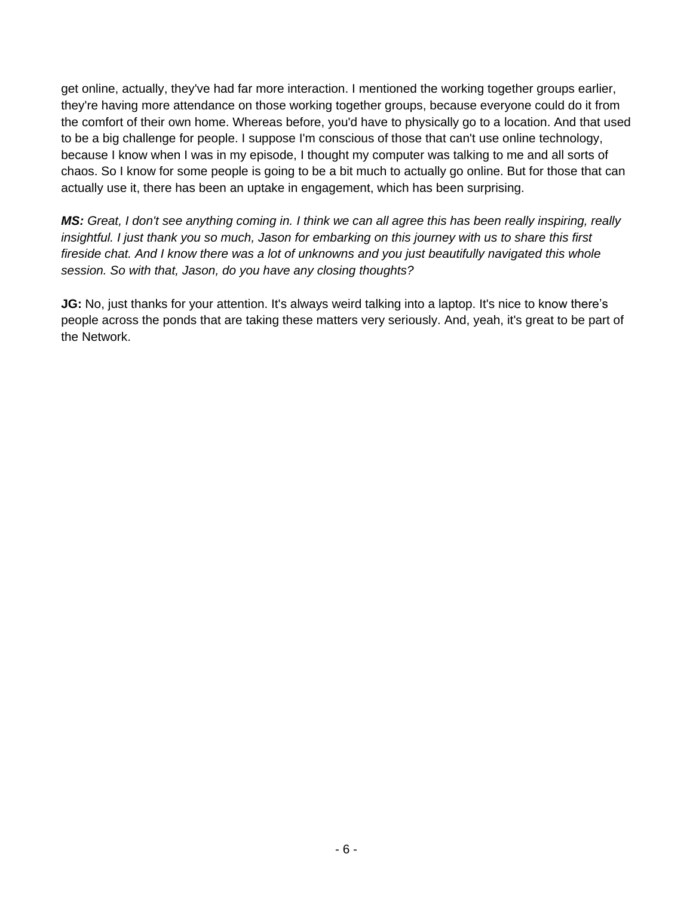get online, actually, they've had far more interaction. I mentioned the working together groups earlier, they're having more attendance on those working together groups, because everyone could do it from the comfort of their own home. Whereas before, you'd have to physically go to a location. And that used to be a big challenge for people. I suppose I'm conscious of those that can't use online technology, because I know when I was in my episode, I thought my computer was talking to me and all sorts of chaos. So I know for some people is going to be a bit much to actually go online. But for those that can actually use it, there has been an uptake in engagement, which has been surprising.

***MS:*** *Great, I don't see anything coming in. I think we can all agree this has been really inspiring, really insightful. I just thank you so much, Jason for embarking on this journey with us to share this first fireside chat. And I know there was a lot of unknowns and you just beautifully navigated this whole session. So with that, Jason, do you have any closing thoughts?*

**JG:** No, just thanks for your attention. It's always weird talking into a laptop. It's nice to know there's people across the ponds that are taking these matters very seriously. And, yeah, it's great to be part of the Network.